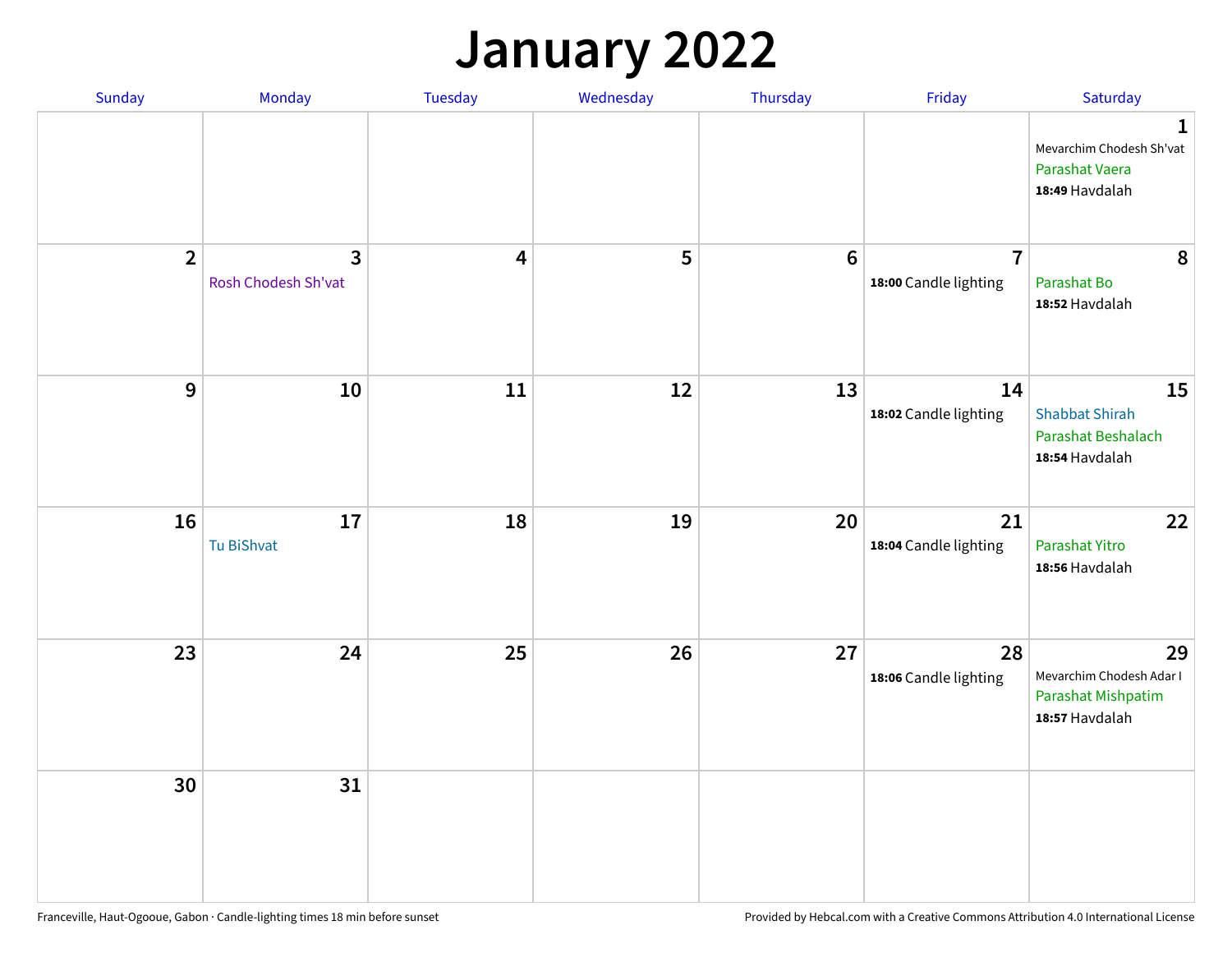# January 2022

| Sunday | Monday | Tuesday | Wednesday | Thursday | Friday | Saturday |
|---|---|---|---|---|---|---|
| | | | | | | 1<br>Mevarchim Chodesh Sh'vat<br>Parashat Vaera<br>**18:49** Havdalah |
| 2 | 3<br>Rosh Chodesh Sh'vat | 4 | 5 | 6 | 7<br>**18:00** Candle lighting | 8<br>Parashat Bo<br>**18:52** Havdalah |
| 9 | 10 | 11 | 12 | 13 | 14<br>**18:02** Candle lighting | 15<br>Shabbat Shirah<br>Parashat Beshalach<br>**18:54** Havdalah |
| 16 | 17<br>Tu BiShvat | 18 | 19 | 20 | 21<br>**18:04** Candle lighting | 22<br>Parashat Yitro<br>**18:56** Havdalah |
| 23 | 24 | 25 | 26 | 27 | 28<br>**18:06** Candle lighting | 29<br>Mevarchim Chodesh Adar I<br>Parashat Mishpatim<br>**18:57** Havdalah |
| 30 | 31 | | | | | |

Franceville, Haut-Ogooue, Gabon · Candle-lighting times 18 min before sunset

Provided by Hebcal.com with a Creative Commons Attribution 4.0 International License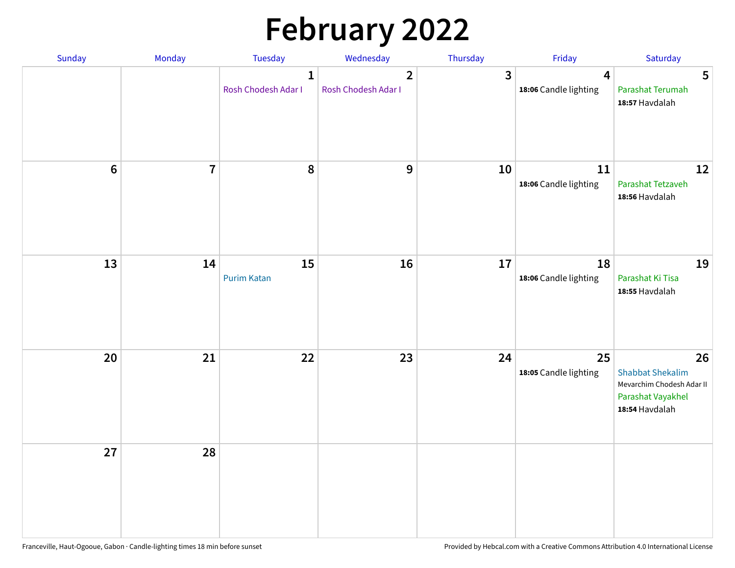# February 2022

| Sunday | Monday | Tuesday | Wednesday | Thursday | Friday | Saturday |
|---|---|---|---|---|---|---|
| | | 1 Rosh Chodesh Adar I | 2 Rosh Chodesh Adar I | 3 | 4 **18:06** Candle lighting | 5 Parashat Terumah **18:57** Havdalah |
| 6 | 7 | 8 | 9 | 10 | 11 **18:06** Candle lighting | 12 Parashat Tetzaveh **18:56** Havdalah |
| 13 | 14 | 15 Purim Katan | 16 | 17 | 18 **18:06** Candle lighting | 19 Parashat Ki Tisa **18:55** Havdalah |
| 20 | 21 | 22 | 23 | 24 | 25 **18:05** Candle lighting | 26 Shabbat Shekalim Mevarchim Chodesh Adar II Parashat Vayakhel **18:54** Havdalah |
| 27 | 28 | | | | | |

Franceville, Haut-Ogooue, Gabon · Candle-lighting times 18 min before sunset

Provided by Hebcal.com with a Creative Commons Attribution 4.0 International License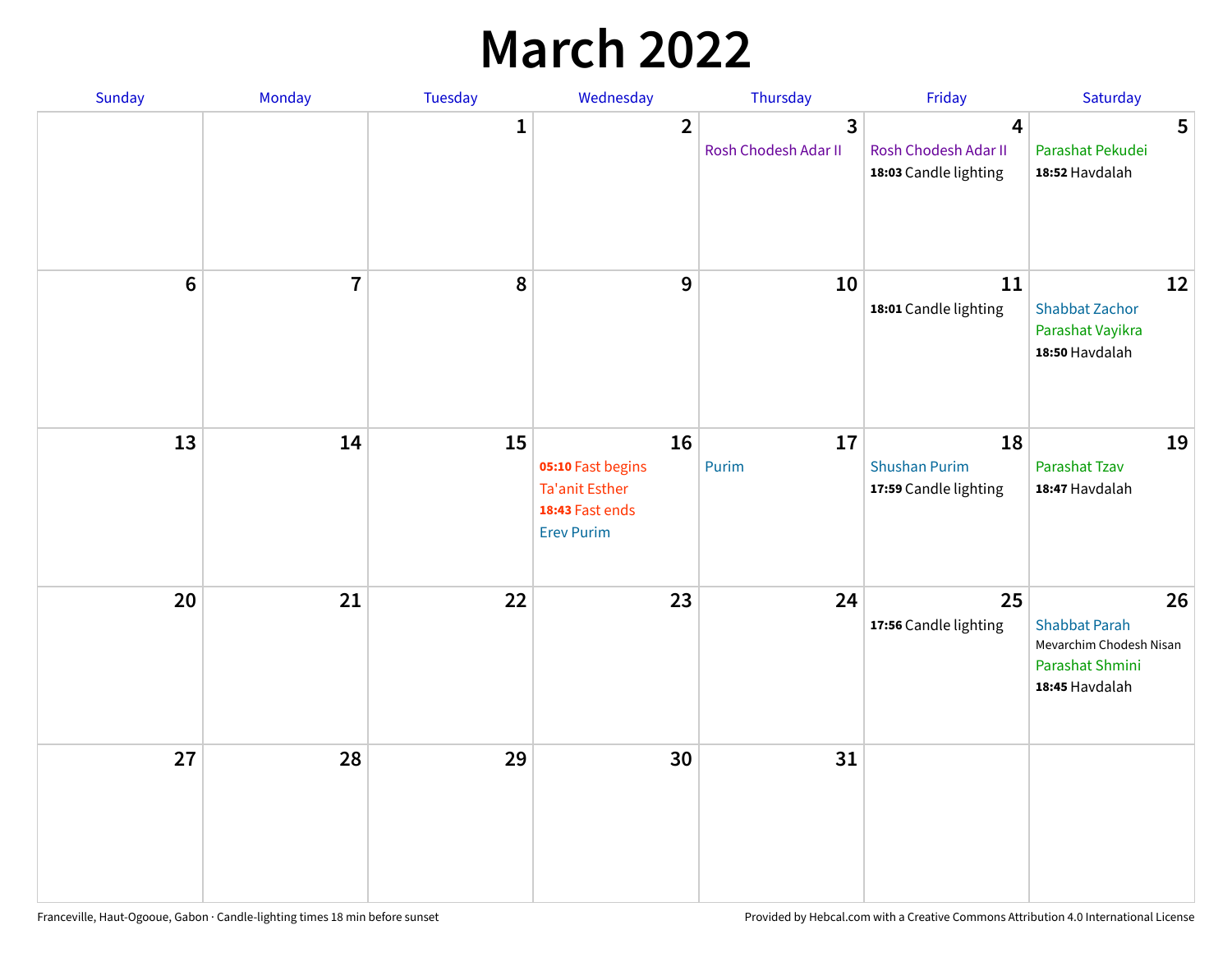# March 2022

| Sunday | Monday | Tuesday | Wednesday | Thursday | Friday | Saturday |
|---|---|---|---|---|---|---|
| | | 1 | 2 | 3<br>Rosh Chodesh Adar II | 4<br>Rosh Chodesh Adar II<br>**18:03** Candle lighting | 5<br>Parashat Pekudei<br>**18:52** Havdalah |
| 6 | 7 | 8 | 9 | 10 | 11<br>**18:01** Candle lighting | 12<br>Shabbat Zachor<br>Parashat Vayikra<br>**18:50** Havdalah |
| 13 | 14 | 15 | 16<br>**05:10** Fast begins<br>Ta'anit Esther<br>**18:43** Fast ends<br>Erev Purim | 17<br>Purim | 18<br>Shushan Purim<br>**17:59** Candle lighting | 19<br>Parashat Tzav<br>**18:47** Havdalah |
| 20 | 21 | 22 | 23 | 24 | 25<br>**17:56** Candle lighting | 26<br>Shabbat Parah<br>Mevarchim Chodesh Nisan<br>Parashat Shmini<br>**18:45** Havdalah |
| 27 | 28 | 29 | 30 | 31 | | |

Franceville, Haut-Ogooue, Gabon · Candle-lighting times 18 min before sunset

Provided by Hebcal.com with a Creative Commons Attribution 4.0 International License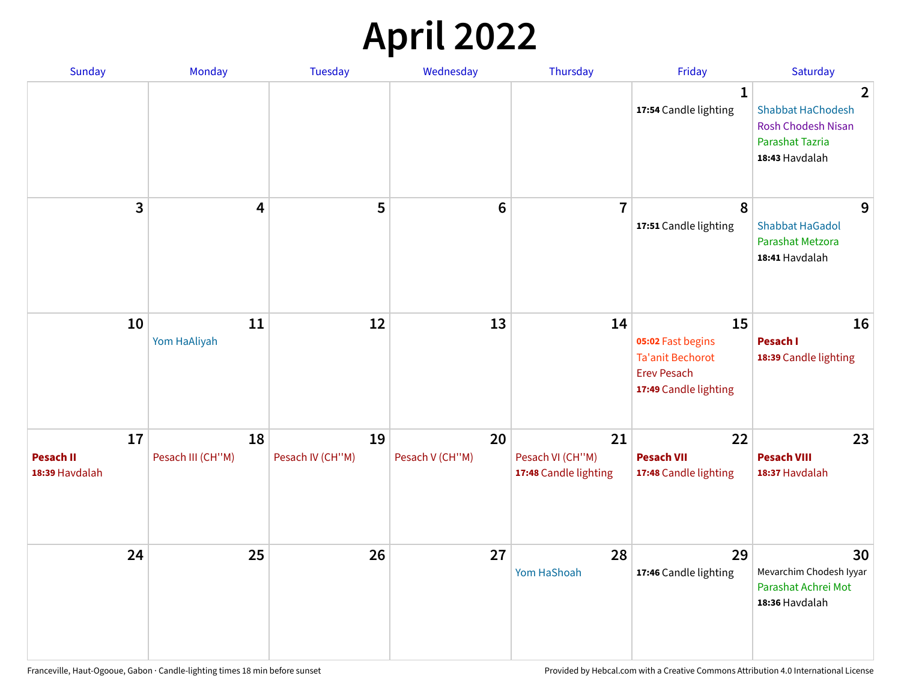# April 2022

| Sunday | Monday | Tuesday | Wednesday | Thursday | Friday | Saturday |
|---|---|---|---|---|---|---|
| | | | | | **1**<br>**17:54** Candle lighting | **2**<br>Shabbat HaChodesh<br>Rosh Chodesh Nisan<br>Parashat Tazria<br>**18:43** Havdalah |
| **3** | **4** | **5** | **6** | **7** | **8**<br>**17:51** Candle lighting | **9**<br>Shabbat HaGadol<br>Parashat Metzora<br>**18:41** Havdalah |
| **10** | **11**<br>Yom HaAliyah | **12** | **13** | **14** | **15**<br>**05:02** Fast begins<br>Ta'anit Bechorot<br>Erev Pesach<br>**17:49** Candle lighting | **16**<br>**Pesach I**<br>**18:39** Candle lighting |
| **17**<br>**Pesach II**<br>**18:39** Havdalah | **18**<br>Pesach III (CH''M) | **19**<br>Pesach IV (CH''M) | **20**<br>Pesach V (CH''M) | **21**<br>Pesach VI (CH''M)<br>**17:48** Candle lighting | **22**<br>**Pesach VII**<br>**17:48** Candle lighting | **23**<br>**Pesach VIII**<br>**18:37** Havdalah |
| **24** | **25** | **26** | **27** | **28**<br>Yom HaShoah | **29**<br>**17:46** Candle lighting | **30**<br>Mevarchim Chodesh Iyyar<br>Parashat Achrei Mot<br>**18:36** Havdalah |

Franceville, Haut-Ogooue, Gabon · Candle-lighting times 18 min before sunset

Provided by Hebcal.com with a Creative Commons Attribution 4.0 International License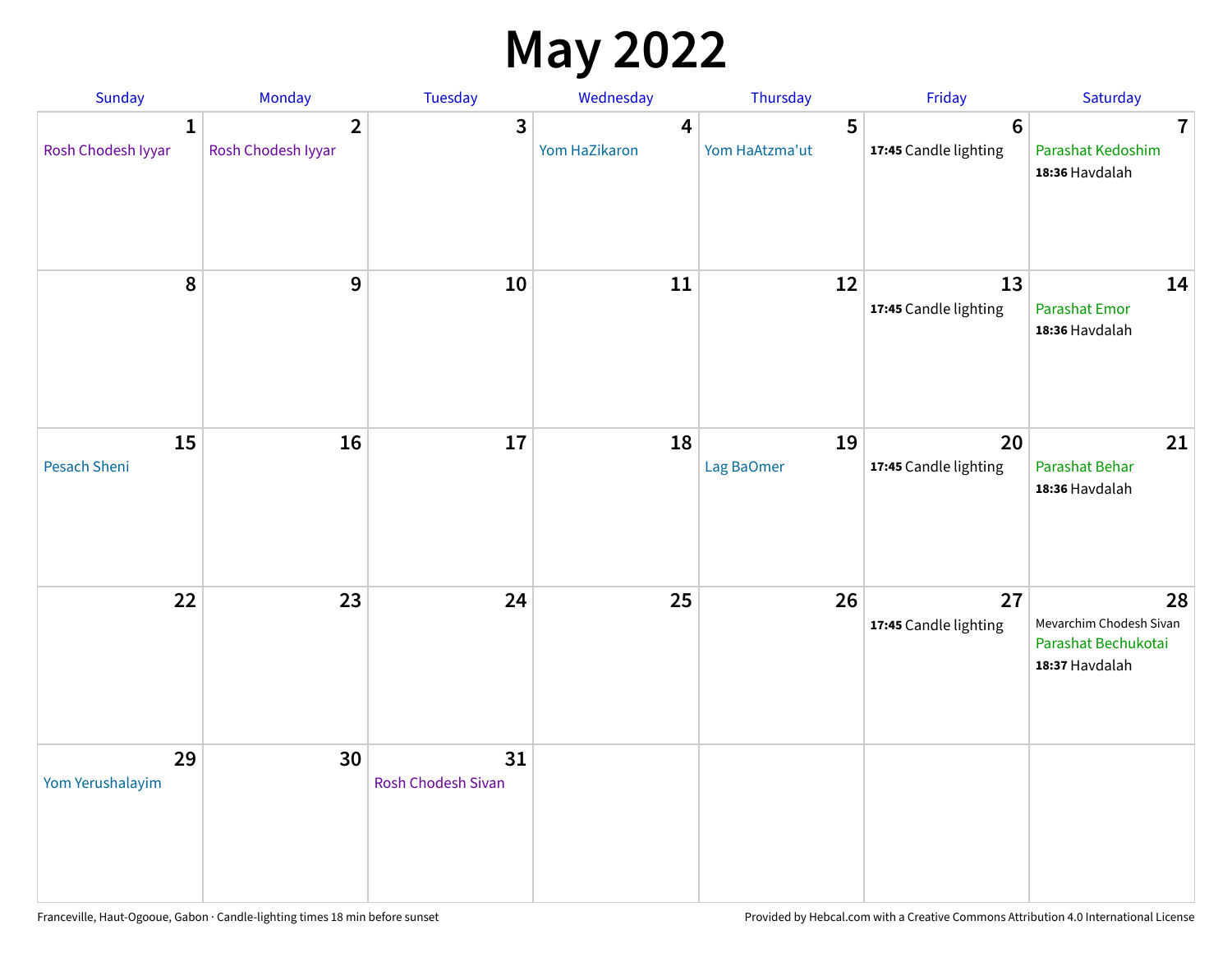# May 2022

| Sunday | Monday | Tuesday | Wednesday | Thursday | Friday | Saturday |
|---|---|---|---|---|---|---|
| **1** Rosh Chodesh Iyyar | **2** Rosh Chodesh Iyyar | **3** | **4** Yom HaZikaron | **5** Yom HaAtzma'ut | **6** **17:45** Candle lighting | **7** Parashat Kedoshim **18:36** Havdalah |
| **8** | **9** | **10** | **11** | **12** | **13** **17:45** Candle lighting | **14** Parashat Emor **18:36** Havdalah |
| **15** Pesach Sheni | **16** | **17** | **18** | **19** Lag BaOmer | **20** **17:45** Candle lighting | **21** Parashat Behar **18:36** Havdalah |
| **22** | **23** | **24** | **25** | **26** | **27** **17:45** Candle lighting | **28** Mevarchim Chodesh Sivan Parashat Bechukotai **18:37** Havdalah |
| **29** Yom Yerushalayim | **30** | **31** Rosh Chodesh Sivan | | | | |

Franceville, Haut-Ogooue, Gabon · Candle-lighting times 18 min before sunset

Provided by Hebcal.com with a Creative Commons Attribution 4.0 International License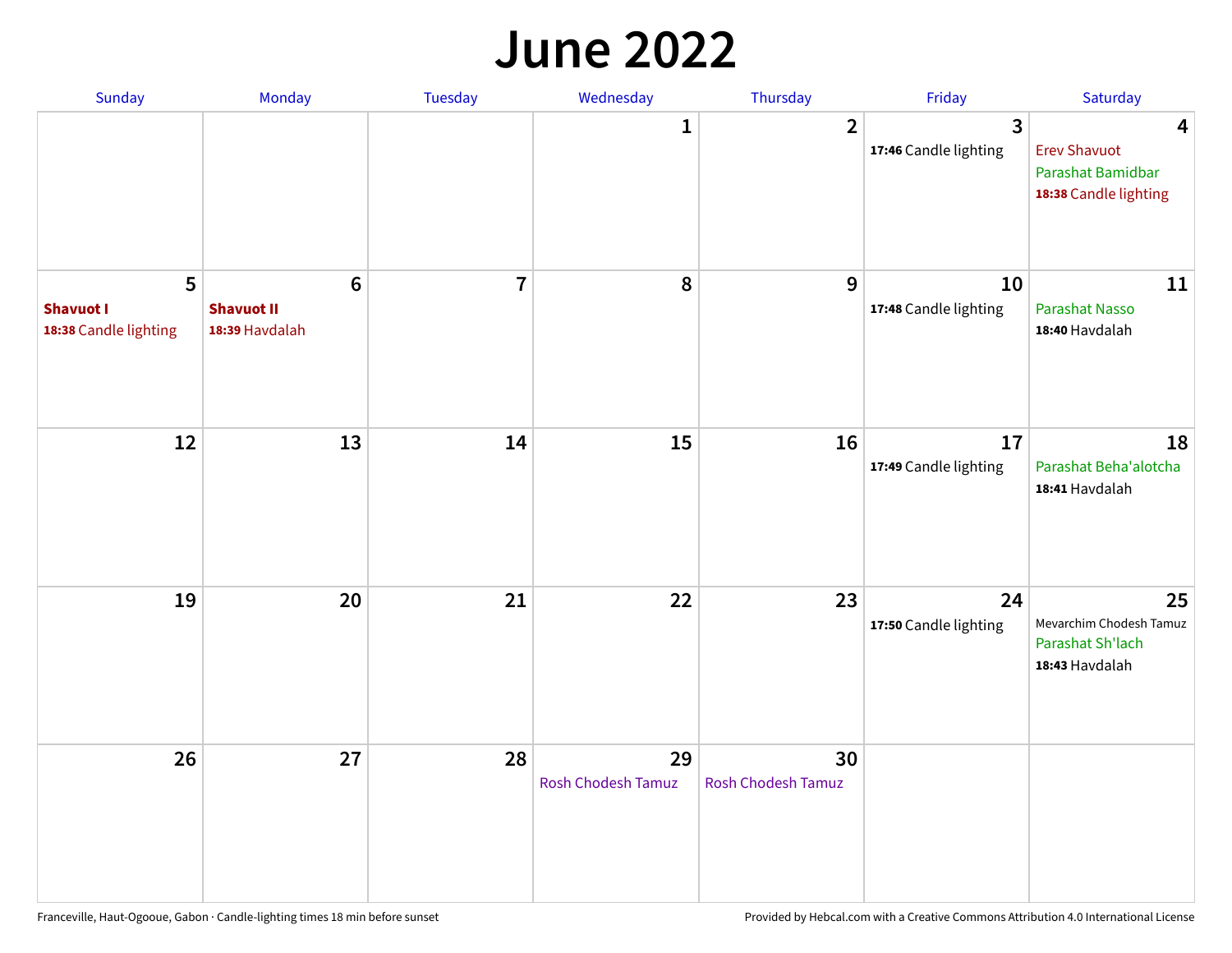# June 2022

| Sunday | Monday | Tuesday | Wednesday | Thursday | Friday | Saturday |
|---|---|---|---|---|---|---|
| | | | 1 | 2 | 3<br>**17:46** Candle lighting | 4<br>Erev Shavuot<br>Parashat Bamidbar<br>**18:38** Candle lighting |
| 5<br>**Shavuot I**<br>**18:38** Candle lighting | 6<br>**Shavuot II**<br>**18:39** Havdalah | 7 | 8 | 9 | 10<br>**17:48** Candle lighting | 11<br>Parashat Nasso<br>**18:40** Havdalah |
| 12 | 13 | 14 | 15 | 16 | 17<br>**17:49** Candle lighting | 18<br>Parashat Beha'alotcha<br>**18:41** Havdalah |
| 19 | 20 | 21 | 22 | 23 | 24<br>**17:50** Candle lighting | 25<br>Mevarchim Chodesh Tamuz<br>Parashat Sh'lach<br>**18:43** Havdalah |
| 26 | 27 | 28 | 29<br>Rosh Chodesh Tamuz | 30<br>Rosh Chodesh Tamuz | | |

Franceville, Haut-Ogooue, Gabon · Candle-lighting times 18 min before sunset

Provided by Hebcal.com with a Creative Commons Attribution 4.0 International License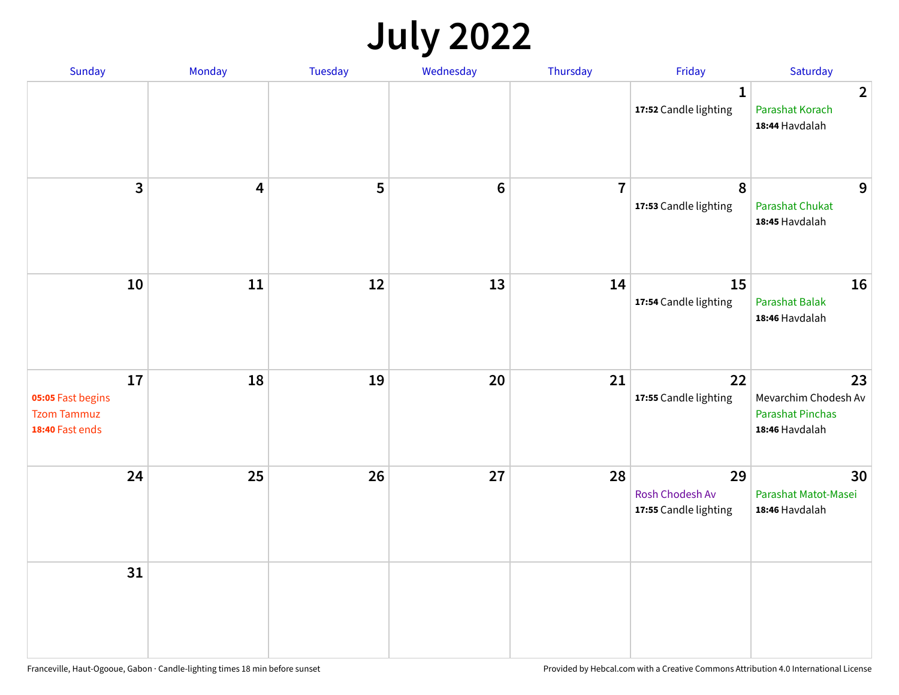# July 2022

| Sunday | Monday | Tuesday | Wednesday | Thursday | Friday | Saturday |
|---|---|---|---|---|---|---|
| | | | | | 1<br>**17:52** Candle lighting | 2<br>Parashat Korach<br>**18:44** Havdalah |
| 3 | 4 | 5 | 6 | 7 | 8<br>**17:53** Candle lighting | 9<br>Parashat Chukat<br>**18:45** Havdalah |
| 10 | 11 | 12 | 13 | 14 | 15<br>**17:54** Candle lighting | 16<br>Parashat Balak<br>**18:46** Havdalah |
| 17<br>**05:05** Fast begins<br>Tzom Tammuz<br>**18:40** Fast ends | 18 | 19 | 20 | 21 | 22<br>**17:55** Candle lighting | 23<br>Mevarchim Chodesh Av<br>Parashat Pinchas<br>**18:46** Havdalah |
| 24 | 25 | 26 | 27 | 28 | 29<br>Rosh Chodesh Av<br>**17:55** Candle lighting | 30<br>Parashat Matot-Masei<br>**18:46** Havdalah |
| 31 | | | | | | |

Franceville, Haut-Ogooue, Gabon · Candle-lighting times 18 min before sunset

Provided by Hebcal.com with a Creative Commons Attribution 4.0 International License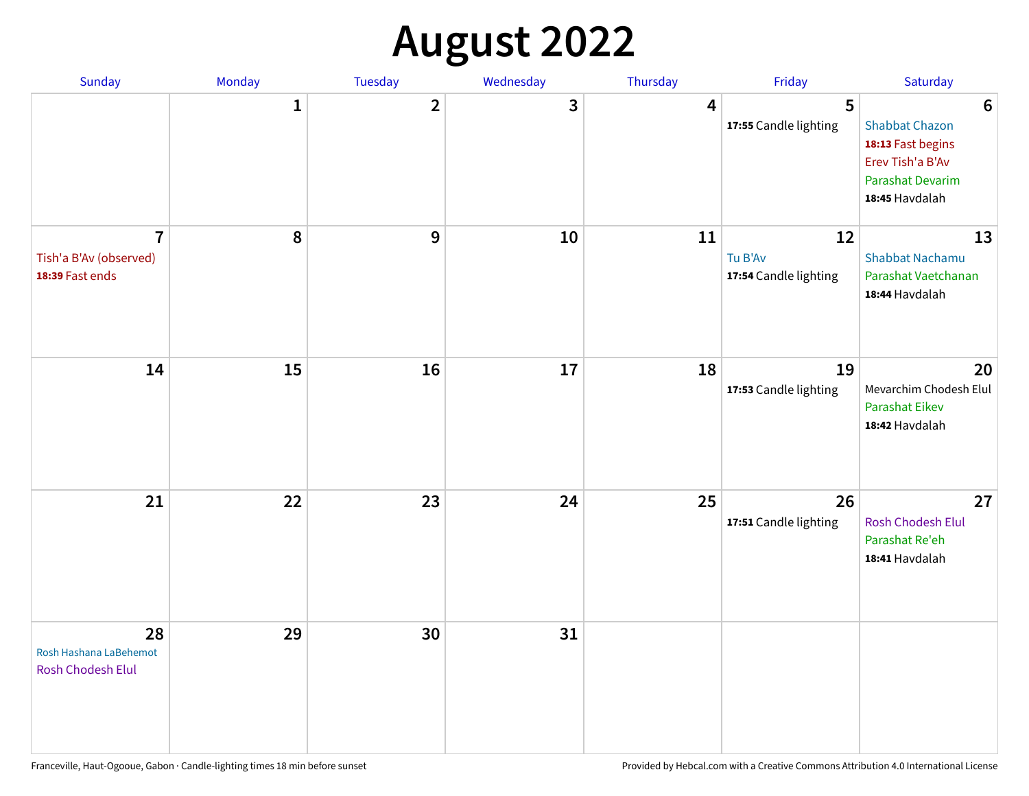# August 2022

| Sunday | Monday | Tuesday | Wednesday | Thursday | Friday | Saturday |
|---|---|---|---|---|---|---|
| | 1 | 2 | 3 | 4 | 5<br>**17:55** Candle lighting | 6<br>Shabbat Chazon<br>**18:13** Fast begins<br>Erev Tish'a B'Av<br>Parashat Devarim<br>**18:45** Havdalah |
| 7<br>Tish'a B'Av (observed)<br>**18:39** Fast ends | 8 | 9 | 10 | 11 | 12<br>Tu B'Av<br>**17:54** Candle lighting | 13<br>Shabbat Nachamu<br>Parashat Vaetchanan<br>**18:44** Havdalah |
| 14 | 15 | 16 | 17 | 18 | 19<br>**17:53** Candle lighting | 20<br>Mevarchim Chodesh Elul<br>Parashat Eikev<br>**18:42** Havdalah |
| 21 | 22 | 23 | 24 | 25 | 26<br>**17:51** Candle lighting | 27<br>Rosh Chodesh Elul<br>Parashat Re'eh<br>**18:41** Havdalah |
| 28<br>Rosh Hashana LaBehemot<br>Rosh Chodesh Elul | 29 | 30 | 31 | | | |

Franceville, Haut-Ogooue, Gabon · Candle-lighting times 18 min before sunset

Provided by Hebcal.com with a Creative Commons Attribution 4.0 International License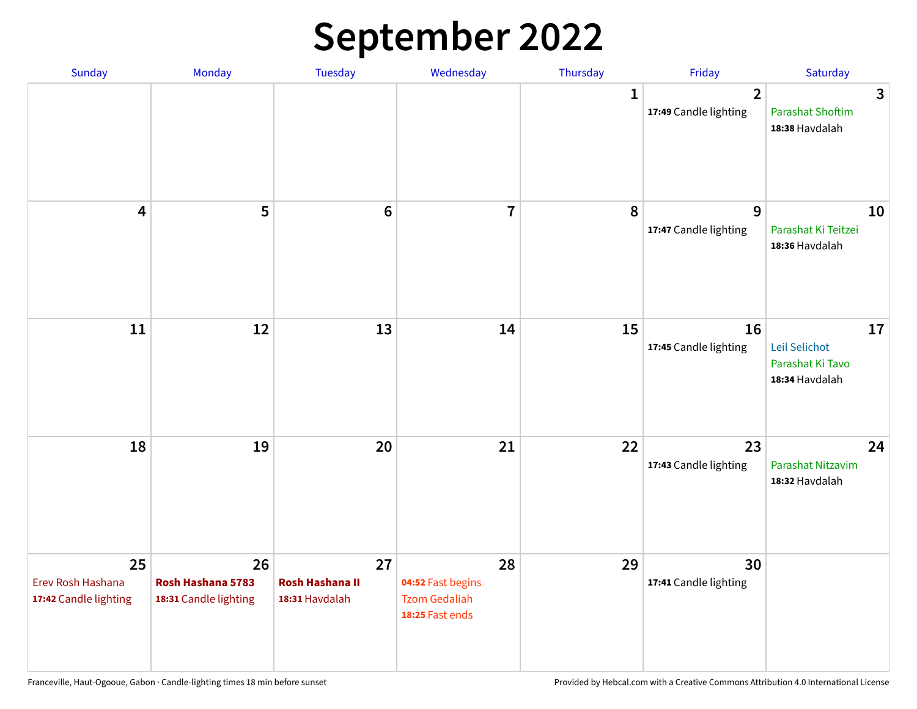# September 2022

| Sunday | Monday | Tuesday | Wednesday | Thursday | Friday | Saturday |
|---|---|---|---|---|---|---|
| | | | | 1 | 2<br>**17:49** Candle lighting | 3<br>Parashat Shoftim<br>**18:38** Havdalah |
| 4 | 5 | 6 | 7 | 8 | 9<br>**17:47** Candle lighting | 10<br>Parashat Ki Teitzei<br>**18:36** Havdalah |
| 11 | 12 | 13 | 14 | 15 | 16<br>**17:45** Candle lighting | 17<br>Leil Selichot<br>Parashat Ki Tavo<br>**18:34** Havdalah |
| 18 | 19 | 20 | 21 | 22 | 23<br>**17:43** Candle lighting | 24<br>Parashat Nitzavim<br>**18:32** Havdalah |
| 25<br>Erev Rosh Hashana<br>**17:42** Candle lighting | 26<br>**Rosh Hashana 5783**<br>**18:31** Candle lighting | 27<br>**Rosh Hashana II**<br>**18:31** Havdalah | 28<br>**04:52** Fast begins<br>Tzom Gedaliah<br>**18:25** Fast ends | 29 | 30<br>**17:41** Candle lighting | |

Franceville, Haut-Ogooue, Gabon · Candle-lighting times 18 min before sunset

Provided by Hebcal.com with a Creative Commons Attribution 4.0 International License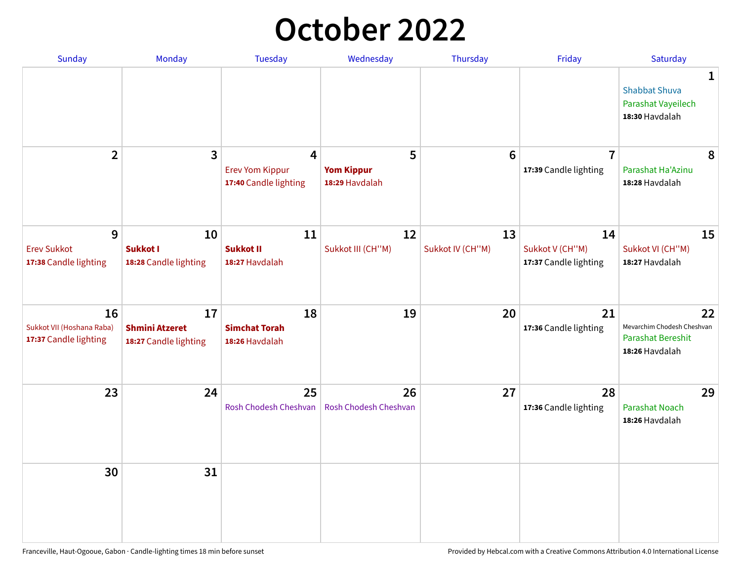# October 2022

| Sunday | Monday | Tuesday | Wednesday | Thursday | Friday | Saturday |
|---|---|---|---|---|---|---|
| | | | | | | **1** Shabbat Shuva Parashat Vayeilech **18:30** Havdalah |
| **2** | **3** | **4** Erev Yom Kippur **17:40** Candle lighting | **5** **Yom Kippur** **18:29** Havdalah | **6** | **7** **17:39** Candle lighting | **8** Parashat Ha'Azinu **18:28** Havdalah |
| **9** Erev Sukkot **17:38** Candle lighting | **10** **Sukkot I** **18:28** Candle lighting | **11** **Sukkot II** **18:27** Havdalah | **12** Sukkot III (CH''M) | **13** Sukkot IV (CH''M) | **14** Sukkot V (CH''M) **17:37** Candle lighting | **15** Sukkot VI (CH''M) **18:27** Havdalah |
| **16** Sukkot VII (Hoshana Raba) **17:37** Candle lighting | **17** **Shmini Atzeret** **18:27** Candle lighting | **18** **Simchat Torah** **18:26** Havdalah | **19** | **20** | **21** **17:36** Candle lighting | **22** Mevarchim Chodesh Cheshvan Parashat Bereshit **18:26** Havdalah |
| **23** | **24** | **25** Rosh Chodesh Cheshvan | **26** Rosh Chodesh Cheshvan | **27** | **28** **17:36** Candle lighting | **29** Parashat Noach **18:26** Havdalah |
| **30** | **31** | | | | | |

Franceville, Haut-Ogooue, Gabon · Candle-lighting times 18 min before sunset

Provided by Hebcal.com with a Creative Commons Attribution 4.0 International License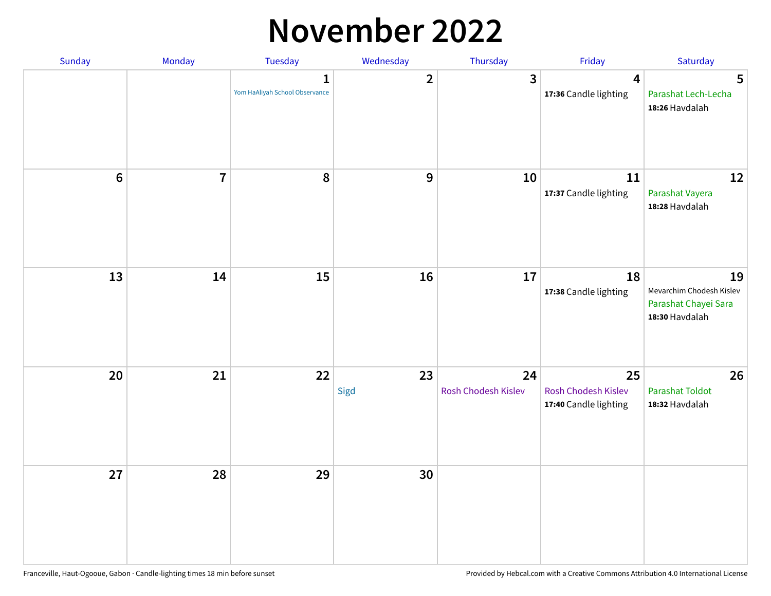# November 2022

| Sunday | Monday | Tuesday | Wednesday | Thursday | Friday | Saturday |
|---|---|---|---|---|---|---|
| | | 1 Yom HaAliyah School Observance | 2 | 3 | 4 **17:36** Candle lighting | 5 Parashat Lech-Lecha **18:26** Havdalah |
| 6 | 7 | 8 | 9 | 10 | 11 **17:37** Candle lighting | 12 Parashat Vayera **18:28** Havdalah |
| 13 | 14 | 15 | 16 | 17 | 18 **17:38** Candle lighting | 19 Mevarchim Chodesh Kislev Parashat Chayei Sara **18:30** Havdalah |
| 20 | 21 | 22 | 23 Sigd | 24 Rosh Chodesh Kislev | 25 Rosh Chodesh Kislev **17:40** Candle lighting | 26 Parashat Toldot **18:32** Havdalah |
| 27 | 28 | 29 | 30 | | | |

Franceville, Haut-Ogooue, Gabon · Candle-lighting times 18 min before sunset

Provided by Hebcal.com with a Creative Commons Attribution 4.0 International License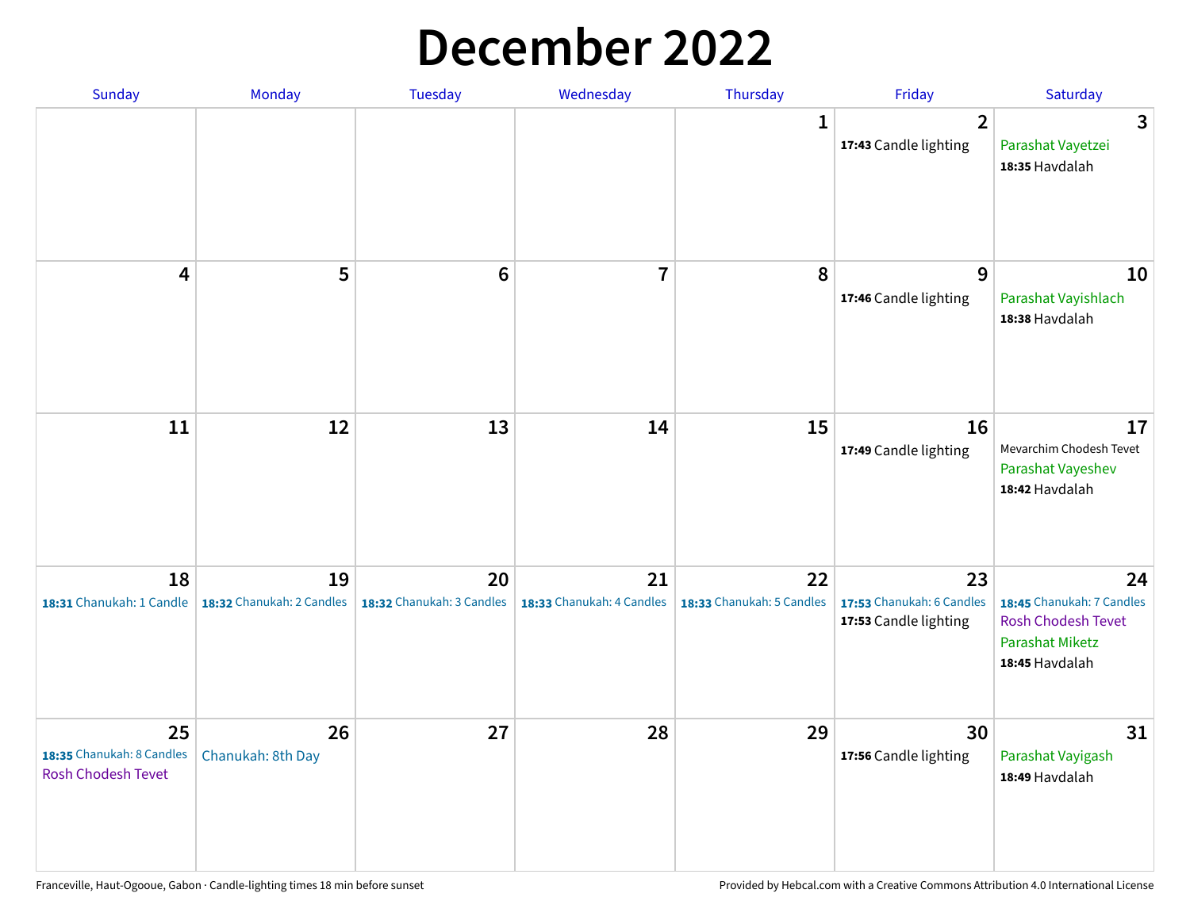# December 2022

| Sunday | Monday | Tuesday | Wednesday | Thursday | Friday | Saturday |
|---|---|---|---|---|---|---|
| | | | | 1 | 2<br>**17:43** Candle lighting | 3<br>Parashat Vayetzei<br>**18:35** Havdalah |
| 4 | 5 | 6 | 7 | 8 | 9<br>**17:46** Candle lighting | 10<br>Parashat Vayishlach<br>**18:38** Havdalah |
| 11 | 12 | 13 | 14 | 15 | 16<br>**17:49** Candle lighting | 17<br>Mevarchim Chodesh Tevet<br>Parashat Vayeshev<br>**18:42** Havdalah |
| 18<br>**18:31** Chanukah: 1 Candle | 19<br>**18:32** Chanukah: 2 Candles | 20<br>**18:32** Chanukah: 3 Candles | 21<br>**18:33** Chanukah: 4 Candles | 22<br>**18:33** Chanukah: 5 Candles | 23<br>**17:53** Chanukah: 6 Candles<br>**17:53** Candle lighting | 24<br>**18:45** Chanukah: 7 Candles<br>Rosh Chodesh Tevet<br>Parashat Miketz<br>**18:45** Havdalah |
| 25<br>**18:35** Chanukah: 8 Candles<br>Rosh Chodesh Tevet | 26<br>Chanukah: 8th Day | 27 | 28 | 29 | 30<br>**17:56** Candle lighting | 31<br>Parashat Vayigash<br>**18:49** Havdalah |

Franceville, Haut-Ogooue, Gabon · Candle-lighting times 18 min before sunset

Provided by Hebcal.com with a Creative Commons Attribution 4.0 International License